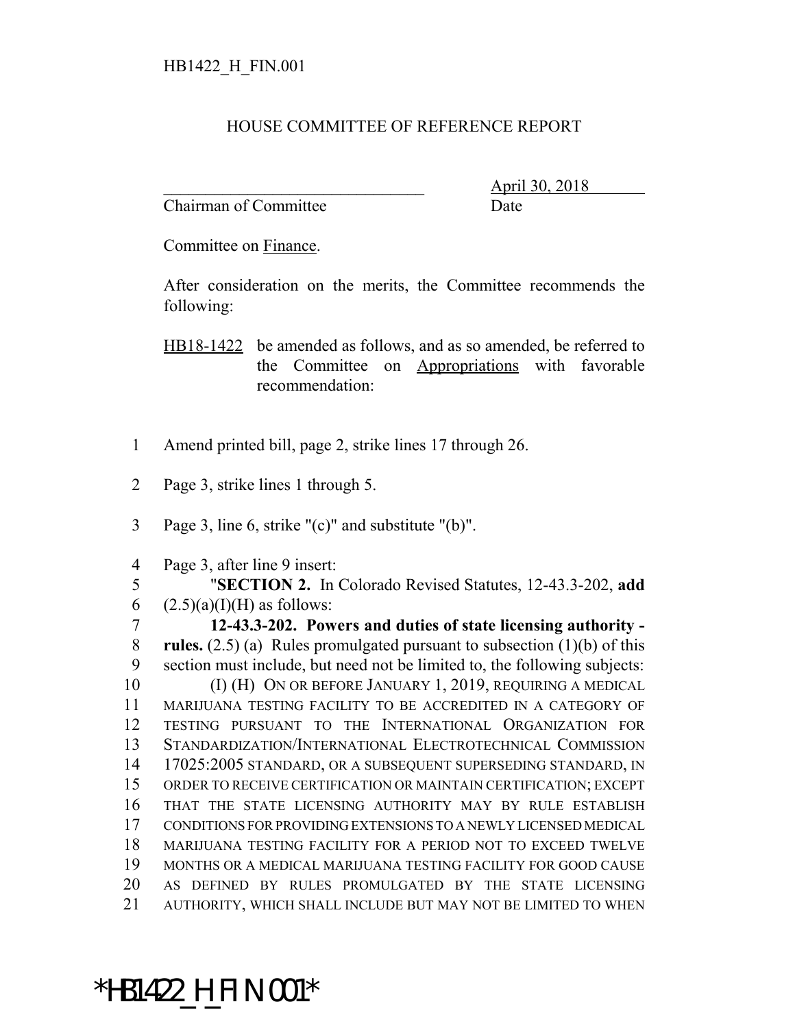HB1422_H_FIN.001

HOUSE COMMITTEE OF REFERENCE REPORT

_______________________________ April 30, 2018

Chairman of Committee Date

Committee on Finance.

After consideration on the merits, the Committee recommends the following:

HB18-1422 be amended as follows, and as so amended, be referred to the Committee on Appropriations with favorable recommendation:

1 Amend printed bill, page 2, strike lines 17 through 26.

2 Page 3, strike lines 1 through 5.

3 Page 3, line 6, strike "(c)" and substitute "(b)".

4 Page 3, after line 9 insert:

5 "**SECTION 2.** In Colorado Revised Statutes, 12-43.3-202, **add**
6 (2.5)(a)(I)(H) as follows:

7 **12-43.3-202. Powers and duties of state licensing authority -**
8 **rules.** (2.5) (a) Rules promulgated pursuant to subsection (1)(b) of this
9 section must include, but need not be limited to, the following subjects:

10 (I) (H) ON OR BEFORE JANUARY 1, 2019, REQUIRING A MEDICAL
11 MARIJUANA TESTING FACILITY TO BE ACCREDITED IN A CATEGORY OF
12 TESTING PURSUANT TO THE INTERNATIONAL ORGANIZATION FOR
13 STANDARDIZATION/INTERNATIONAL ELECTROTECHNICAL COMMISSION
14 17025:2005 STANDARD, OR A SUBSEQUENT SUPERSEDING STANDARD, IN
15 ORDER TO RECEIVE CERTIFICATION OR MAINTAIN CERTIFICATION; EXCEPT
16 THAT THE STATE LICENSING AUTHORITY MAY BY RULE ESTABLISH
17 CONDITIONS FOR PROVIDING EXTENSIONS TO A NEWLY LICENSED MEDICAL
18 MARIJUANA TESTING FACILITY FOR A PERIOD NOT TO EXCEED TWELVE
19 MONTHS OR A MEDICAL MARIJUANA TESTING FACILITY FOR GOOD CAUSE
20 AS DEFINED BY RULES PROMULGATED BY THE STATE LICENSING
21 AUTHORITY, WHICH SHALL INCLUDE BUT MAY NOT BE LIMITED TO WHEN

*HB1422_H_FIN.001*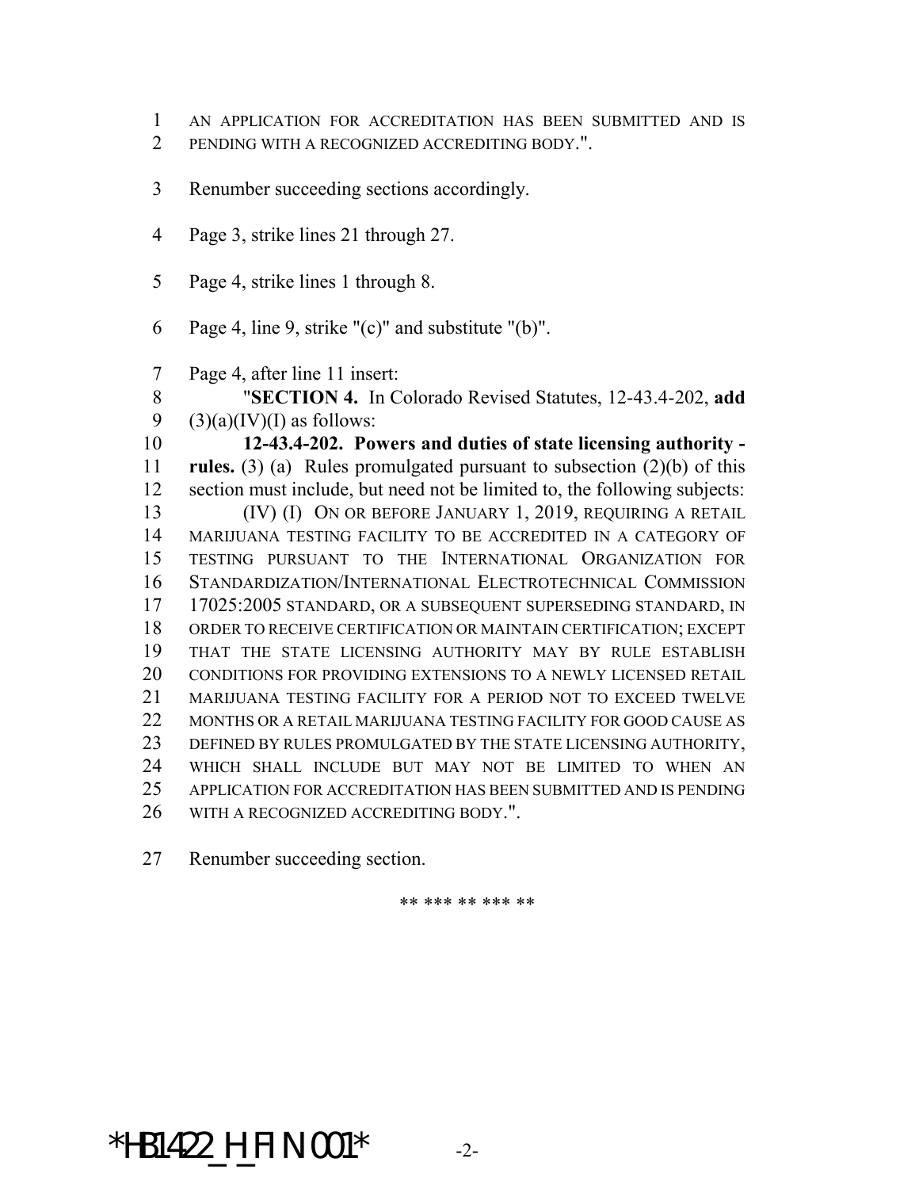AN APPLICATION FOR ACCREDITATION HAS BEEN SUBMITTED AND IS PENDING WITH A RECOGNIZED ACCREDITING BODY.".

Renumber succeeding sections accordingly.

Page 3, strike lines 21 through 27.

Page 4, strike lines 1 through 8.

Page 4, line 9, strike "(c)" and substitute "(b)".

Page 4, after line 11 insert:

"**SECTION 4.** In Colorado Revised Statutes, 12-43.4-202, **add** (3)(a)(IV)(I) as follows:

**12-43.4-202. Powers and duties of state licensing authority - rules.** (3) (a) Rules promulgated pursuant to subsection (2)(b) of this section must include, but need not be limited to, the following subjects:

(IV) (I) ON OR BEFORE JANUARY 1, 2019, REQUIRING A RETAIL MARIJUANA TESTING FACILITY TO BE ACCREDITED IN A CATEGORY OF TESTING PURSUANT TO THE INTERNATIONAL ORGANIZATION FOR STANDARDIZATION/INTERNATIONAL ELECTROTECHNICAL COMMISSION 17025:2005 STANDARD, OR A SUBSEQUENT SUPERSEDING STANDARD, IN ORDER TO RECEIVE CERTIFICATION OR MAINTAIN CERTIFICATION; EXCEPT THAT THE STATE LICENSING AUTHORITY MAY BY RULE ESTABLISH CONDITIONS FOR PROVIDING EXTENSIONS TO A NEWLY LICENSED RETAIL MARIJUANA TESTING FACILITY FOR A PERIOD NOT TO EXCEED TWELVE MONTHS OR A RETAIL MARIJUANA TESTING FACILITY FOR GOOD CAUSE AS DEFINED BY RULES PROMULGATED BY THE STATE LICENSING AUTHORITY, WHICH SHALL INCLUDE BUT MAY NOT BE LIMITED TO WHEN AN APPLICATION FOR ACCREDITATION HAS BEEN SUBMITTED AND IS PENDING WITH A RECOGNIZED ACCREDITING BODY.".

Renumber succeeding section.

** *** ** *** **

*HB1422_H_FIN.001*